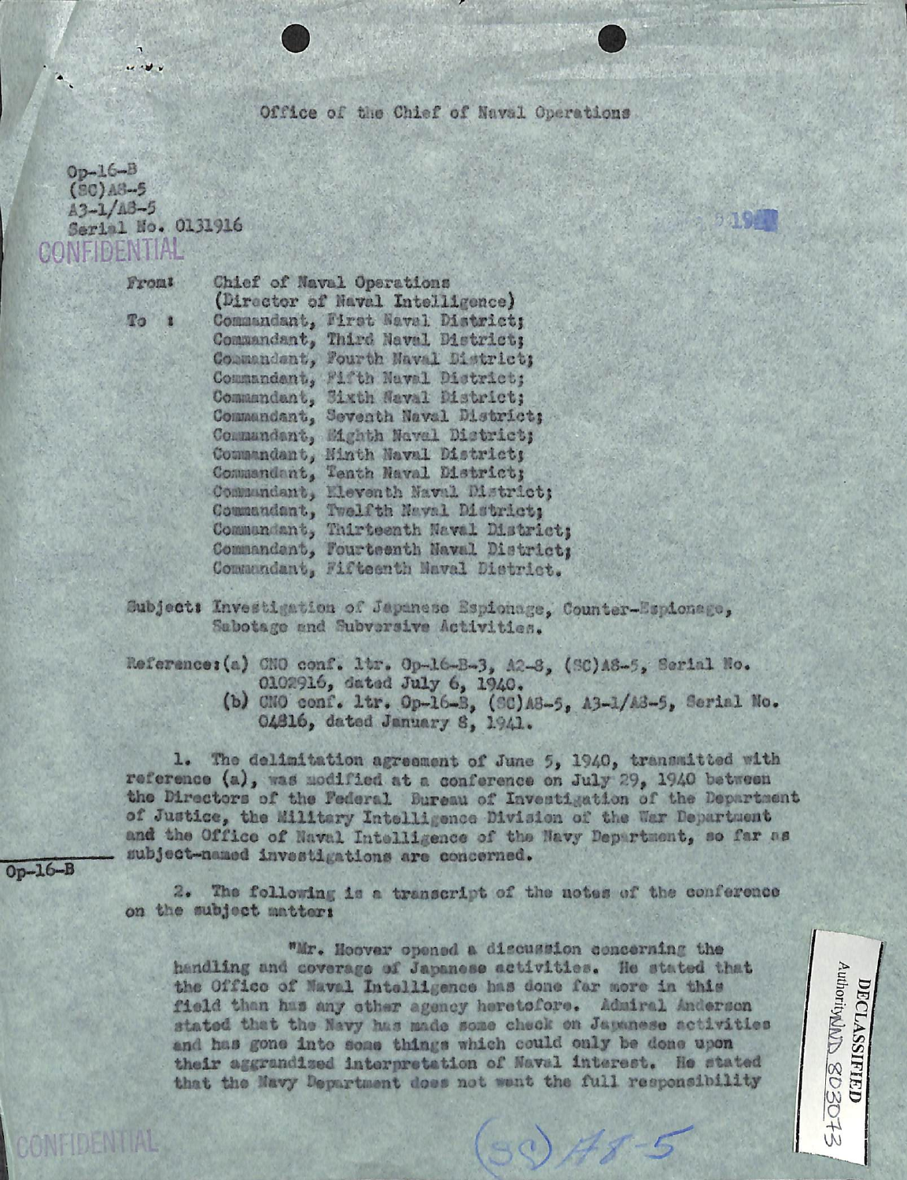Office of the Chief of Naval Operations

Op-16-B
(SC)A8-5
A3-1/A8-5
Serial No. 0131916

CONFIDENTIAL

1941

From: Chief of Naval Operations
(Director of Naval Intelligence)

To : Commandant, First Naval District;
Commandant, Third Naval District;
Commandant, Fourth Naval District;
Commandant, Fifth Naval District;
Commandant, Sixth Naval District;
Commandant, Seventh Naval District;
Commandant, Eighth Naval District;
Commandant, Ninth Naval District;
Commandant, Tenth Naval District;
Commandant, Eleventh Naval District;
Commandant, Twelfth Naval District;
Commandant, Thirteenth Naval District;
Commandant, Fourteenth Naval District;
Commandant, Fifteenth Naval District.

Subject: Investigation of Japanese Espionage, Counter-Espionage, Sabotage and Subversive Activities.

Reference: (a) CNO conf. ltr. Op-16-B-3, A2-8, (SC)A8-5, Serial No. 0102916, dated July 6, 1940.
(b) CNO conf. ltr. Op-16-B, (SC)A8-5, A3-1/A8-5, Serial No. 04816, dated January 8, 1941.

1. The delimitation agreement of June 5, 1940, transmitted with reference (a), was modified at a conference on July 29, 1940 between the Directors of the Federal Bureau of Investigation of the Department of Justice, the Military Intelligence Division of the War Department and the Office of Naval Intelligence of the Navy Department, so far as subject-named investigations are concerned.

Op-16-B

2. The following is a transcript of the notes of the conference on the subject matter:

"Mr. Hoover opened a discussion concerning the handling and coverage of Japanese activities. He stated that the Office of Naval Intelligence has done far more in this field than has any other agency heretofore. Admiral Anderson stated that the Navy has made some check on Japanese activities and has gone into some things which could only be done upon their aggrandized interpretation of Naval interest. He stated that the Navy Department does not want the full responsibility

DECLASSIFIED
Authority NND 803073

CONFIDENTIAL

(SC) A8-5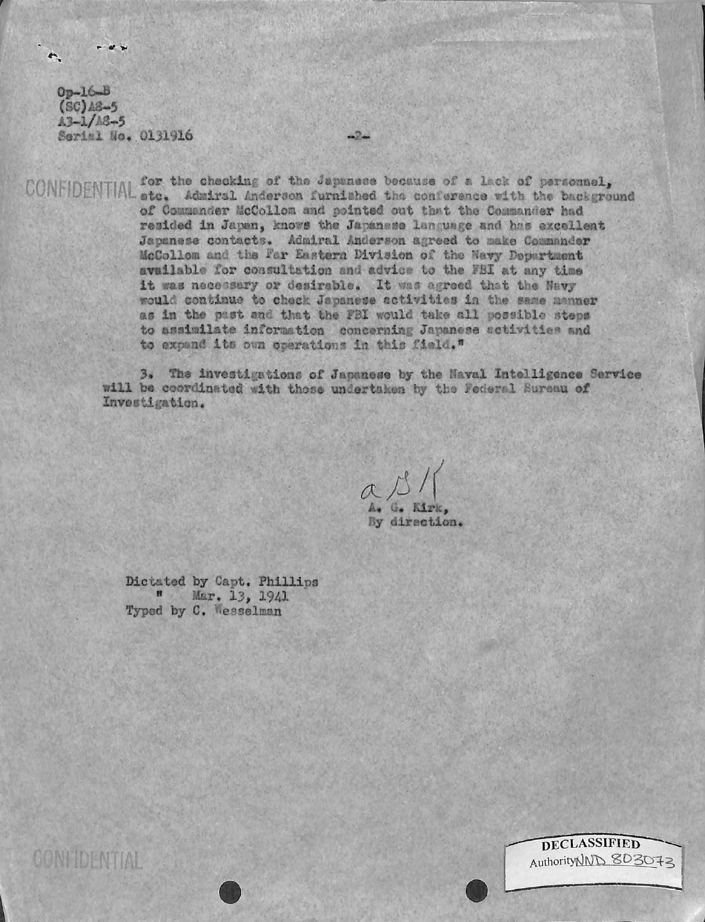Op-16-B
(SC)A8-5
A3-1/A8-5
Serial No. 0131916

CONFIDENTIAL

for the checking of the Japanese because of a lack of personnel, etc. Admiral Anderson furnished the conference with the background of Commander McCollom and pointed out that the Commander had resided in Japan, knows the Japanese language and has excellent Japanese contacts. Admiral Anderson agreed to make Commander McCollom and the Far Eastern Division of the Navy Department available for consultation and advice to the FBI at any time it was necessary or desirable. It was agreed that the Navy would continue to check Japanese activities in the same manner as in the past and that the FBI would take all possible steps to assimilate information concerning Japanese activities and to expand its own operations in this field."

3. The investigations of Japanese by the Naval Intelligence Service will be coordinated with those undertaken by the Federal Bureau of Investigation.

A. G. Kirk,
By direction.

Dictated by Capt. Phillips
" Mar. 13, 1941
Typed by C. Wesselman

CONFIDENTIAL

DECLASSIFIED
Authority NND 803073